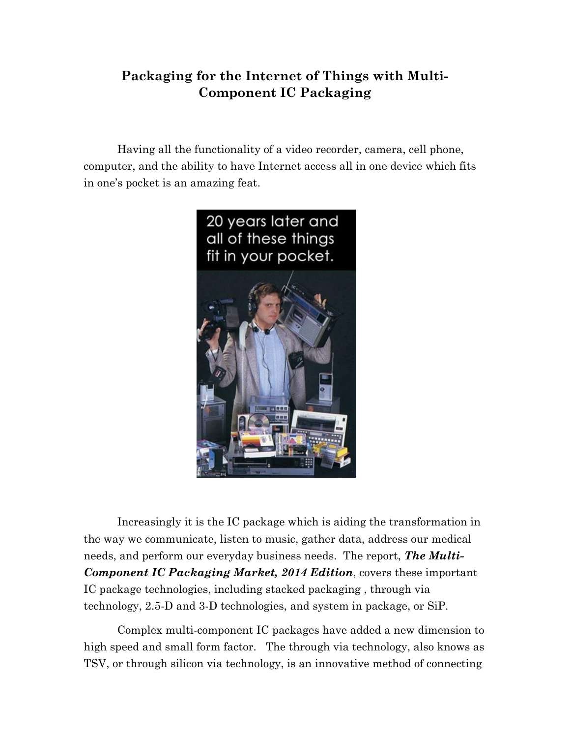# Packaging for the Internet of Things with Multi-Component IC Packaging

Having all the functionality of a video recorder, camera, cell phone, computer, and the ability to have Internet access all in one device which fits in one's pocket is an amazing feat.

Increasingly it is the IC package which is aiding the transformation in the way we communicate, listen to music, gather data, address our medical needs, and perform our everyday business needs. The report, ***The Multi-Component IC Packaging Market, 2014 Edition***, covers these important IC package technologies, including stacked packaging , through via technology, 2.5-D and 3-D technologies, and system in package, or SiP.

Complex multi-component IC packages have added a new dimension to high speed and small form factor. The through via technology, also knows as TSV, or through silicon via technology, is an innovative method of connecting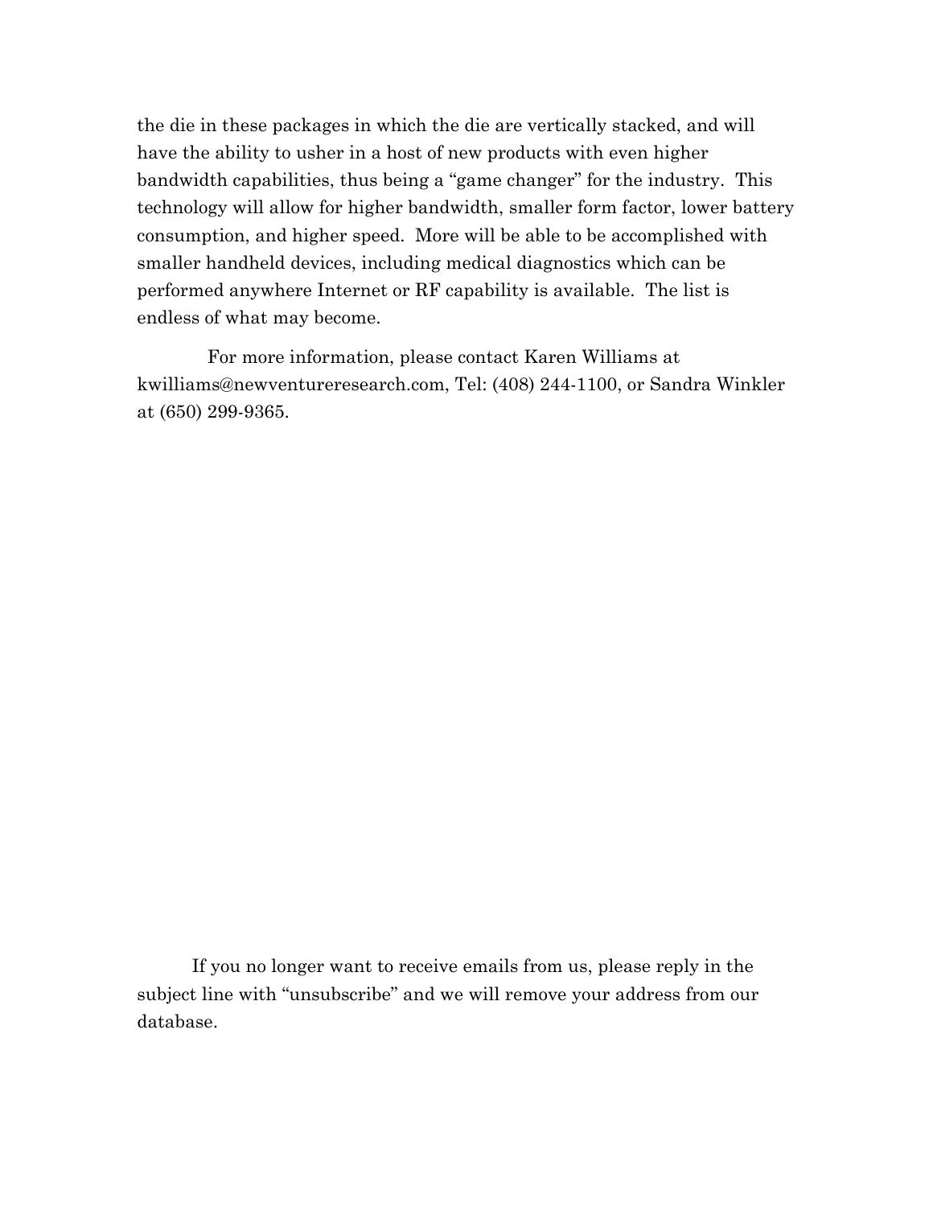the die in these packages in which the die are vertically stacked, and will have the ability to usher in a host of new products with even higher bandwidth capabilities, thus being a "game changer" for the industry. This technology will allow for higher bandwidth, smaller form factor, lower battery consumption, and higher speed. More will be able to be accomplished with smaller handheld devices, including medical diagnostics which can be performed anywhere Internet or RF capability is available. The list is endless of what may become.

For more information, please contact Karen Williams at kwilliams@newventureresearch.com, Tel: (408) 244-1100, or Sandra Winkler at (650) 299-9365.

If you no longer want to receive emails from us, please reply in the subject line with "unsubscribe" and we will remove your address from our database.